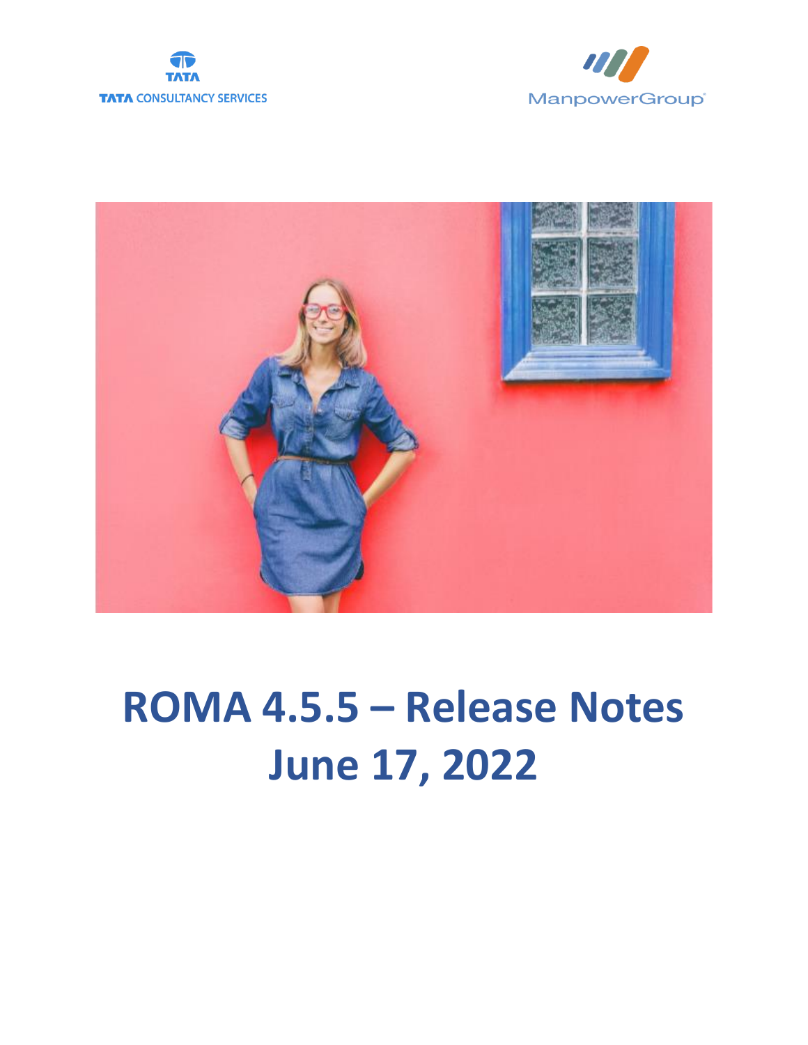TATA CONSULTANCY SERVICES

ManpowerGroup

# ROMA 4.5.5 – Release Notes
# June 17, 2022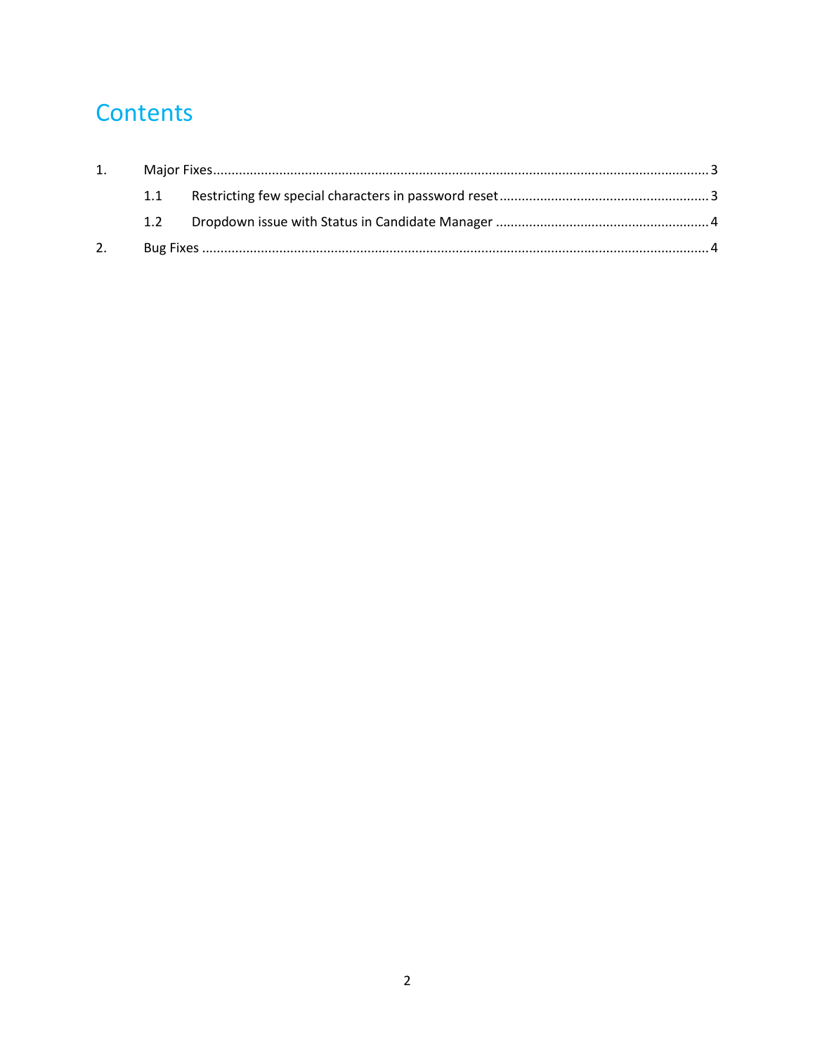# Contents

1. Major Fixes ........................................................................................................................................ 3
   - 1.1 Restricting few special characters in password reset ........................................................ 3
   - 1.2 Dropdown issue with Status in Candidate Manager ......................................................... 4
2. Bug Fixes ........................................................................................................................................... 4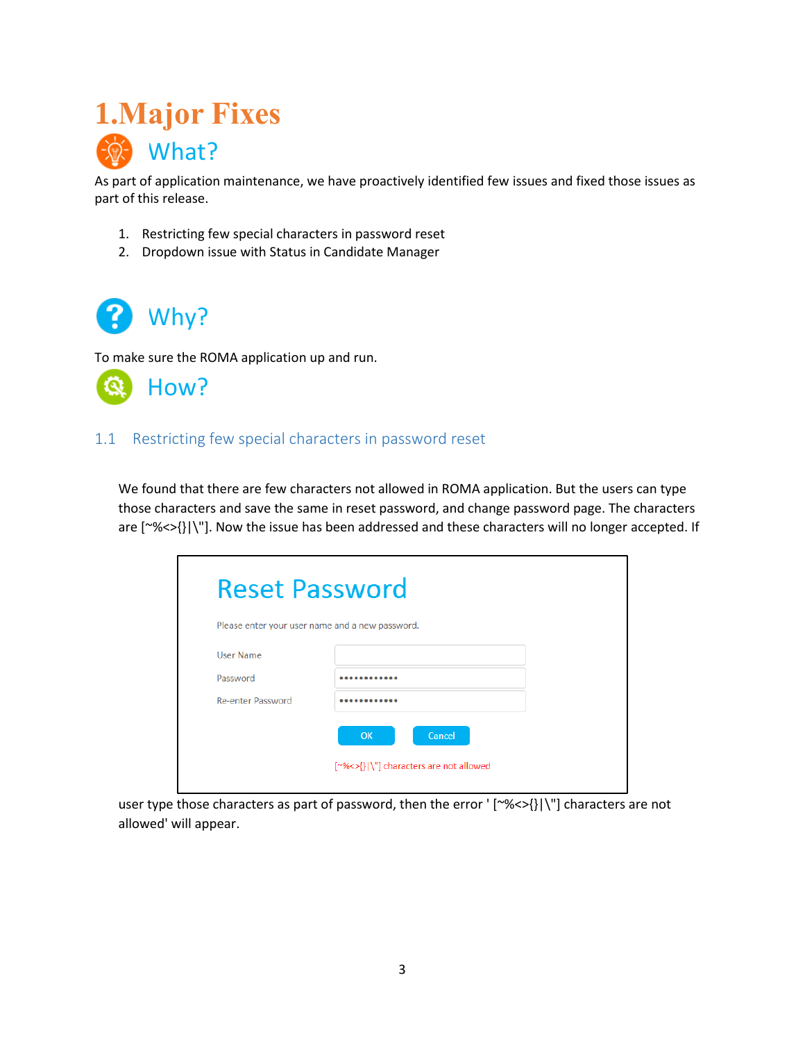# 1.Major Fixes

## What?

As part of application maintenance, we have proactively identified few issues and fixed those issues as part of this release.

1. Restricting few special characters in password reset
2. Dropdown issue with Status in Candidate Manager

## Why?

To make sure the ROMA application up and run.

## How?

### 1.1 Restricting few special characters in password reset

We found that there are few characters not allowed in ROMA application. But the users can type those characters and save the same in reset password, and change password page. The characters are [~%<>{}|\"]. Now the issue has been addressed and these characters will no longer accepted. If

Reset Password

Please enter your user name and a new password.

User Name

Password

Re-enter Password

OK Cancel

[~%<>{}|\"] characters are not allowed

user type those characters as part of password, then the error ' [~%<>{}|\"] characters are not allowed' will appear.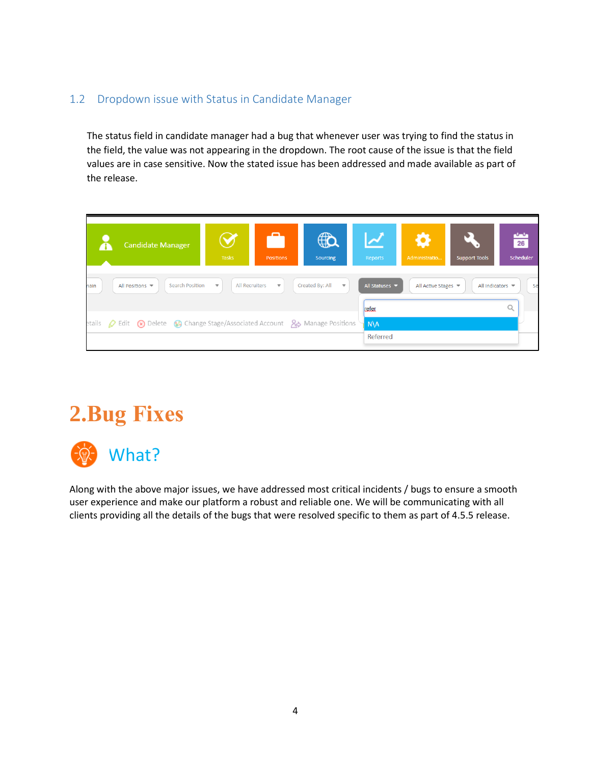## 1.2 Dropdown issue with Status in Candidate Manager

The status field in candidate manager had a bug that whenever user was trying to find the status in the field, the value was not appearing in the dropdown. The root cause of the issue is that the field values are in case sensitive. Now the stated issue has been addressed and made available as part of the release.

# 2.Bug Fixes

## What?

Along with the above major issues, we have addressed most critical incidents / bugs to ensure a smooth user experience and make our platform a robust and reliable one. We will be communicating with all clients providing all the details of the bugs that were resolved specific to them as part of 4.5.5 release.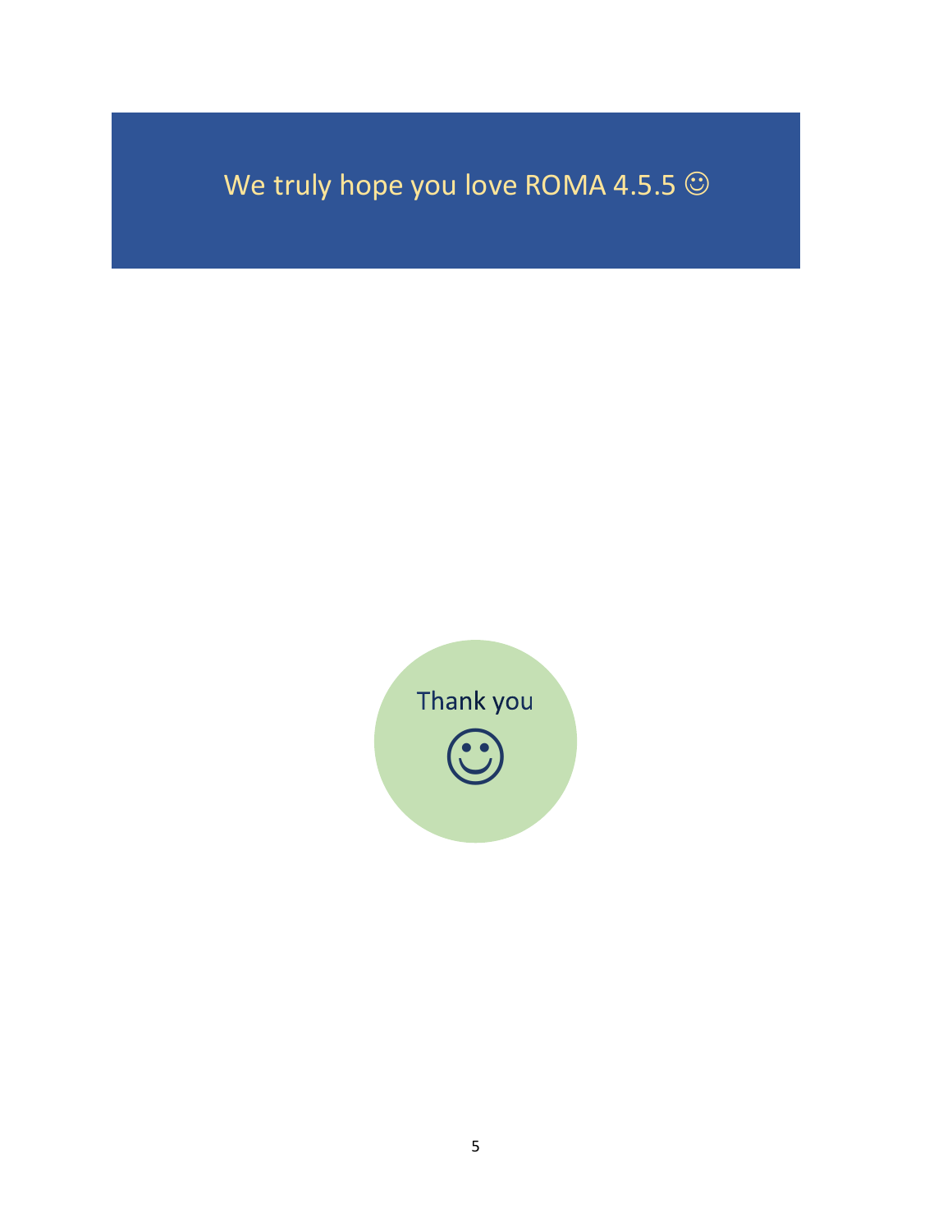## We truly hope you love ROMA 4.5.5 ☺

Thank you

☺